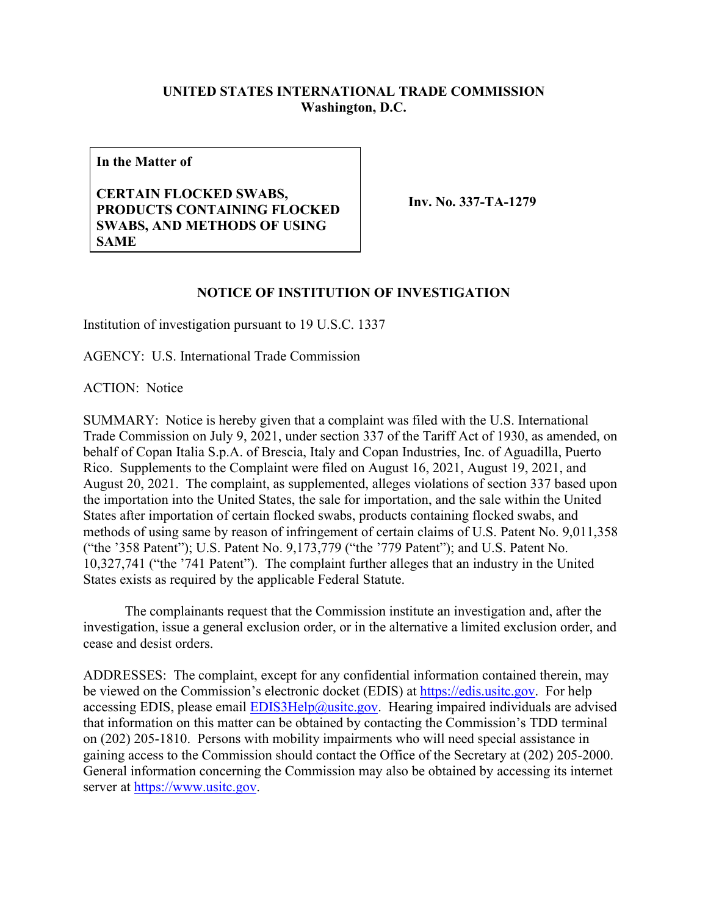**UNITED STATES INTERNATIONAL TRADE COMMISSION**
**Washington, D.C.**

| In the Matter of<br><br>CERTAIN FLOCKED SWABS, PRODUCTS CONTAINING FLOCKED SWABS, AND METHODS OF USING SAME | Inv. No. 337-TA-1279 |
|---|---|

## NOTICE OF INSTITUTION OF INVESTIGATION

Institution of investigation pursuant to 19 U.S.C. 1337

AGENCY: U.S. International Trade Commission

ACTION: Notice

SUMMARY: Notice is hereby given that a complaint was filed with the U.S. International Trade Commission on July 9, 2021, under section 337 of the Tariff Act of 1930, as amended, on behalf of Copan Italia S.p.A. of Brescia, Italy and Copan Industries, Inc. of Aguadilla, Puerto Rico. Supplements to the Complaint were filed on August 16, 2021, August 19, 2021, and August 20, 2021. The complaint, as supplemented, alleges violations of section 337 based upon the importation into the United States, the sale for importation, and the sale within the United States after importation of certain flocked swabs, products containing flocked swabs, and methods of using same by reason of infringement of certain claims of U.S. Patent No. 9,011,358 ("the '358 Patent"); U.S. Patent No. 9,173,779 ("the '779 Patent"); and U.S. Patent No. 10,327,741 ("the '741 Patent"). The complaint further alleges that an industry in the United States exists as required by the applicable Federal Statute.

The complainants request that the Commission institute an investigation and, after the investigation, issue a general exclusion order, or in the alternative a limited exclusion order, and cease and desist orders.

ADDRESSES: The complaint, except for any confidential information contained therein, may be viewed on the Commission's electronic docket (EDIS) at https://edis.usitc.gov. For help accessing EDIS, please email EDIS3Help@usitc.gov. Hearing impaired individuals are advised that information on this matter can be obtained by contacting the Commission's TDD terminal on (202) 205-1810. Persons with mobility impairments who will need special assistance in gaining access to the Commission should contact the Office of the Secretary at (202) 205-2000. General information concerning the Commission may also be obtained by accessing its internet server at https://www.usitc.gov.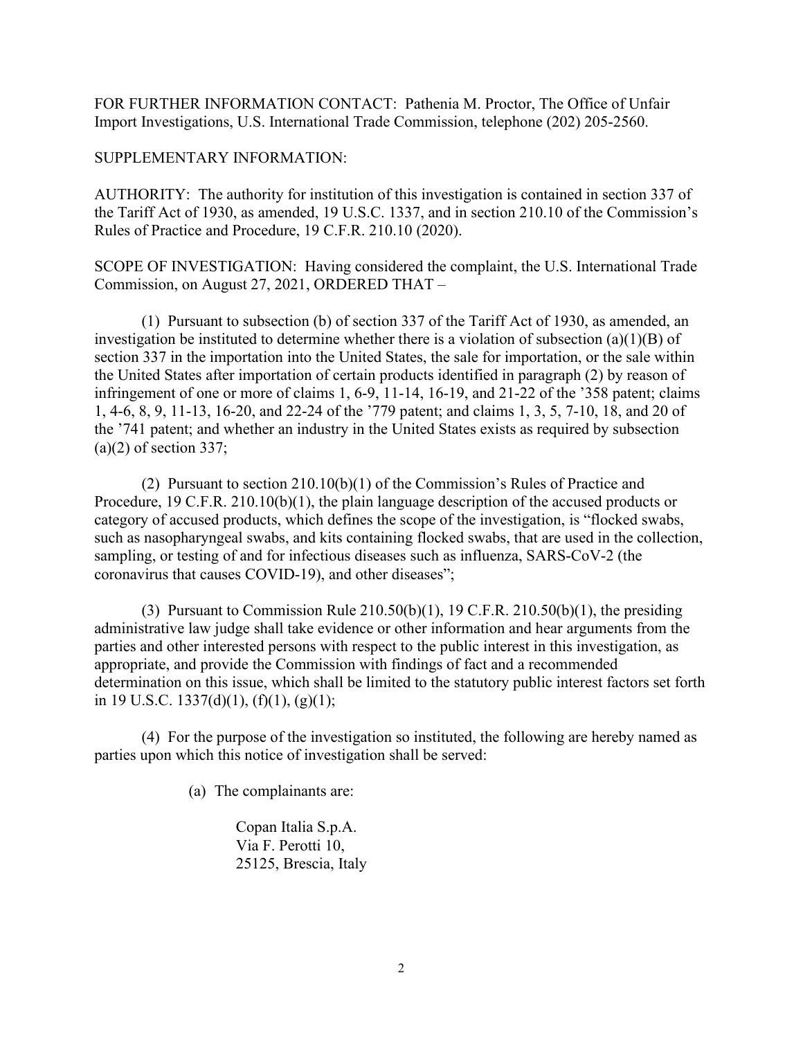FOR FURTHER INFORMATION CONTACT: Pathenia M. Proctor, The Office of Unfair Import Investigations, U.S. International Trade Commission, telephone (202) 205-2560.

SUPPLEMENTARY INFORMATION:

AUTHORITY: The authority for institution of this investigation is contained in section 337 of the Tariff Act of 1930, as amended, 19 U.S.C. 1337, and in section 210.10 of the Commission's Rules of Practice and Procedure, 19 C.F.R. 210.10 (2020).

SCOPE OF INVESTIGATION: Having considered the complaint, the U.S. International Trade Commission, on August 27, 2021, ORDERED THAT –

(1) Pursuant to subsection (b) of section 337 of the Tariff Act of 1930, as amended, an investigation be instituted to determine whether there is a violation of subsection (a)(1)(B) of section 337 in the importation into the United States, the sale for importation, or the sale within the United States after importation of certain products identified in paragraph (2) by reason of infringement of one or more of claims 1, 6-9, 11-14, 16-19, and 21-22 of the '358 patent; claims 1, 4-6, 8, 9, 11-13, 16-20, and 22-24 of the '779 patent; and claims 1, 3, 5, 7-10, 18, and 20 of the '741 patent; and whether an industry in the United States exists as required by subsection (a)(2) of section 337;

(2) Pursuant to section 210.10(b)(1) of the Commission's Rules of Practice and Procedure, 19 C.F.R. 210.10(b)(1), the plain language description of the accused products or category of accused products, which defines the scope of the investigation, is "flocked swabs, such as nasopharyngeal swabs, and kits containing flocked swabs, that are used in the collection, sampling, or testing of and for infectious diseases such as influenza, SARS-CoV-2 (the coronavirus that causes COVID-19), and other diseases";

(3) Pursuant to Commission Rule 210.50(b)(1), 19 C.F.R. 210.50(b)(1), the presiding administrative law judge shall take evidence or other information and hear arguments from the parties and other interested persons with respect to the public interest in this investigation, as appropriate, and provide the Commission with findings of fact and a recommended determination on this issue, which shall be limited to the statutory public interest factors set forth in 19 U.S.C. 1337(d)(1), (f)(1), (g)(1);

(4) For the purpose of the investigation so instituted, the following are hereby named as parties upon which this notice of investigation shall be served:

(a) The complainants are:

Copan Italia S.p.A.  
Via F. Perotti 10,  
25125, Brescia, Italy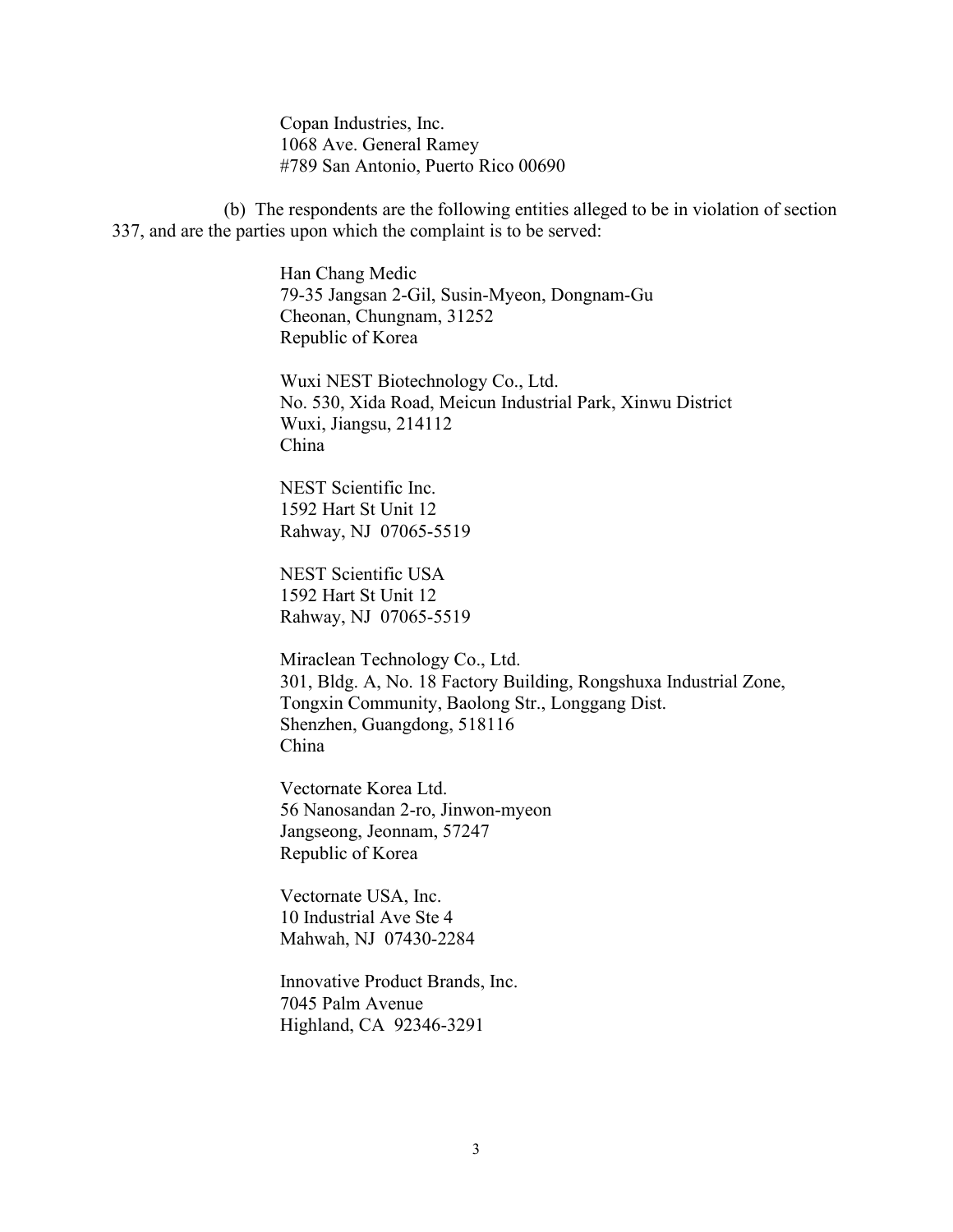Copan Industries, Inc.
1068 Ave. General Ramey
#789 San Antonio, Puerto Rico 00690

(b) The respondents are the following entities alleged to be in violation of section 337, and are the parties upon which the complaint is to be served:

Han Chang Medic
79-35 Jangsan 2-Gil, Susin-Myeon, Dongnam-Gu
Cheonan, Chungnam, 31252
Republic of Korea

Wuxi NEST Biotechnology Co., Ltd.
No. 530, Xida Road, Meicun Industrial Park, Xinwu District
Wuxi, Jiangsu, 214112
China

NEST Scientific Inc.
1592 Hart St Unit 12
Rahway, NJ 07065-5519

NEST Scientific USA
1592 Hart St Unit 12
Rahway, NJ 07065-5519

Miraclean Technology Co., Ltd.
301, Bldg. A, No. 18 Factory Building, Rongshuxa Industrial Zone,
Tongxin Community, Baolong Str., Longgang Dist.
Shenzhen, Guangdong, 518116
China

Vectornate Korea Ltd.
56 Nanosandan 2-ro, Jinwon-myeon
Jangseong, Jeonnam, 57247
Republic of Korea

Vectornate USA, Inc.
10 Industrial Ave Ste 4
Mahwah, NJ 07430-2284

Innovative Product Brands, Inc.
7045 Palm Avenue
Highland, CA 92346-3291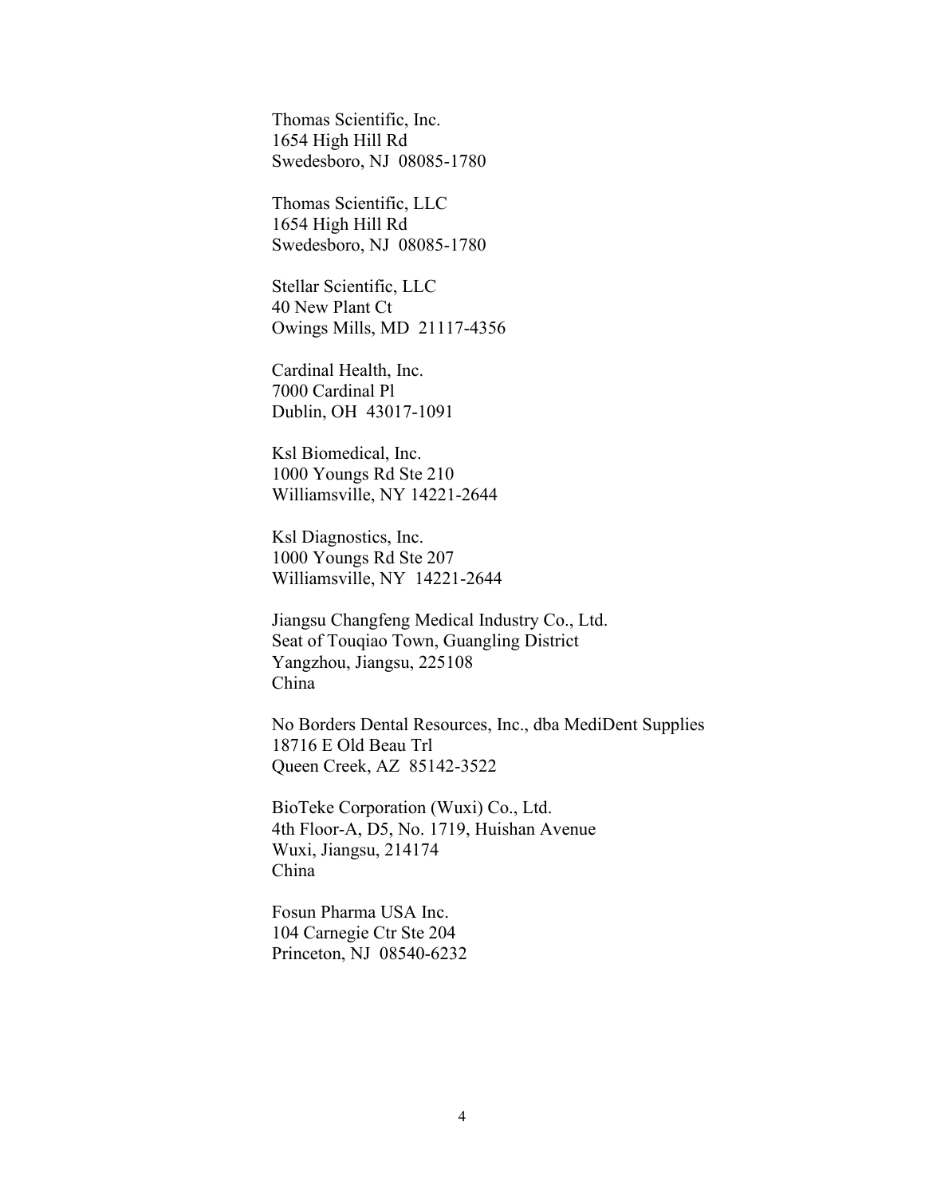Thomas Scientific, Inc.
1654 High Hill Rd
Swedesboro, NJ 08085-1780

Thomas Scientific, LLC
1654 High Hill Rd
Swedesboro, NJ 08085-1780

Stellar Scientific, LLC
40 New Plant Ct
Owings Mills, MD 21117-4356

Cardinal Health, Inc.
7000 Cardinal Pl
Dublin, OH 43017-1091

Ksl Biomedical, Inc.
1000 Youngs Rd Ste 210
Williamsville, NY 14221-2644

Ksl Diagnostics, Inc.
1000 Youngs Rd Ste 207
Williamsville, NY 14221-2644

Jiangsu Changfeng Medical Industry Co., Ltd.
Seat of Touqiao Town, Guangling District
Yangzhou, Jiangsu, 225108
China

No Borders Dental Resources, Inc., dba MediDent Supplies
18716 E Old Beau Trl
Queen Creek, AZ 85142-3522

BioTeke Corporation (Wuxi) Co., Ltd.
4th Floor-A, D5, No. 1719, Huishan Avenue
Wuxi, Jiangsu, 214174
China

Fosun Pharma USA Inc.
104 Carnegie Ctr Ste 204
Princeton, NJ 08540-6232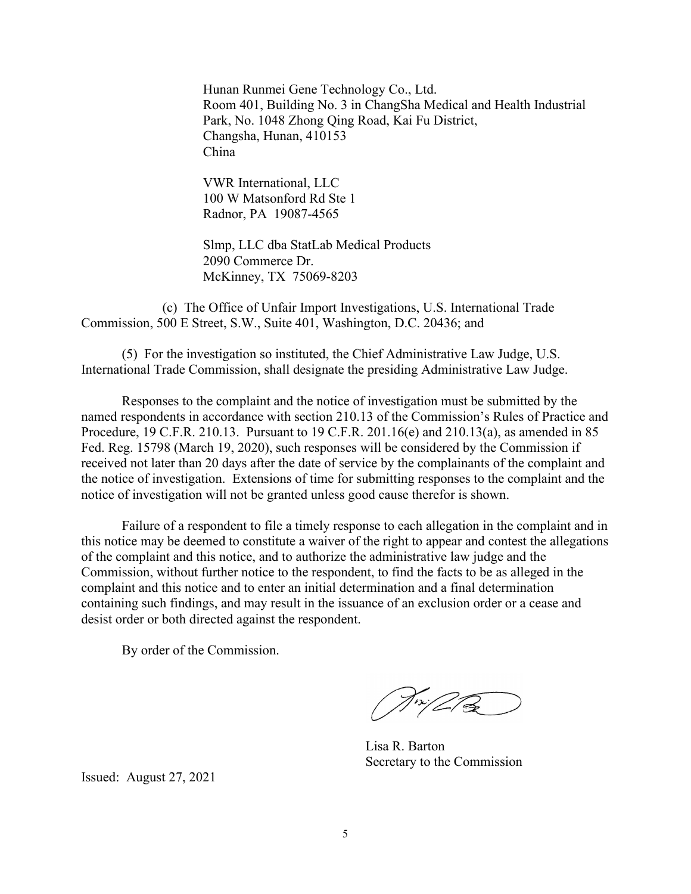Hunan Runmei Gene Technology Co., Ltd.
Room 401, Building No. 3 in ChangSha Medical and Health Industrial Park, No. 1048 Zhong Qing Road, Kai Fu District,
Changsha, Hunan, 410153
China

VWR International, LLC
100 W Matsonford Rd Ste 1
Radnor, PA 19087-4565

Slmp, LLC dba StatLab Medical Products
2090 Commerce Dr.
McKinney, TX 75069-8203

(c) The Office of Unfair Import Investigations, U.S. International Trade Commission, 500 E Street, S.W., Suite 401, Washington, D.C. 20436; and

(5) For the investigation so instituted, the Chief Administrative Law Judge, U.S. International Trade Commission, shall designate the presiding Administrative Law Judge.

Responses to the complaint and the notice of investigation must be submitted by the named respondents in accordance with section 210.13 of the Commission's Rules of Practice and Procedure, 19 C.F.R. 210.13. Pursuant to 19 C.F.R. 201.16(e) and 210.13(a), as amended in 85 Fed. Reg. 15798 (March 19, 2020), such responses will be considered by the Commission if received not later than 20 days after the date of service by the complainants of the complaint and the notice of investigation. Extensions of time for submitting responses to the complaint and the notice of investigation will not be granted unless good cause therefor is shown.

Failure of a respondent to file a timely response to each allegation in the complaint and in this notice may be deemed to constitute a waiver of the right to appear and contest the allegations of the complaint and this notice, and to authorize the administrative law judge and the Commission, without further notice to the respondent, to find the facts to be as alleged in the complaint and this notice and to enter an initial determination and a final determination containing such findings, and may result in the issuance of an exclusion order or a cease and desist order or both directed against the respondent.

By order of the Commission.

Lisa R. Barton
Secretary to the Commission

Issued: August 27, 2021